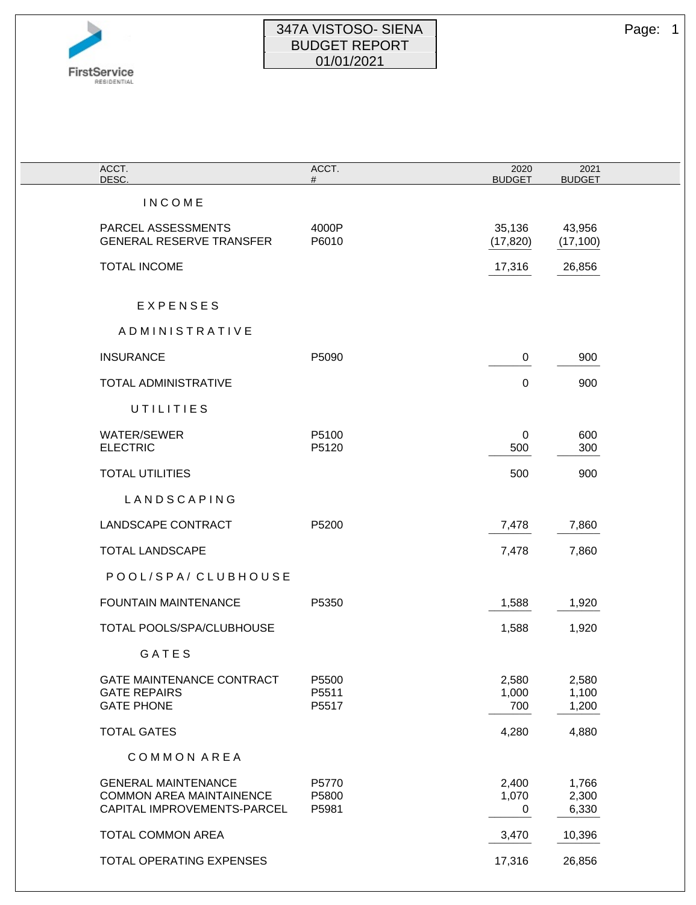FirstService RESIDENTIAL

# 347A VISTOSO- SIENA
## BUDGET REPORT
## 01/01/2021

| ACCT. DESC. | ACCT. # | 2020 BUDGET | 2021 BUDGET |
|---|---|---|---|
| **I N C O M E** | | | |
| PARCEL ASSESSMENTS | 4000P | 35,136 | 43,956 |
| GENERAL RESERVE TRANSFER | P6010 | (17,820) | (17,100) |
| TOTAL INCOME | | 17,316 | 26,856 |
| **E X P E N S E S** | | | |
| **A D M I N I S T R A T I V E** | | | |
| INSURANCE | P5090 | 0 | 900 |
| TOTAL ADMINISTRATIVE | | 0 | 900 |
| **U T I L I T I E S** | | | |
| WATER/SEWER | P5100 | 0 | 600 |
| ELECTRIC | P5120 | 500 | 300 |
| TOTAL UTILITIES | | 500 | 900 |
| **L A N D S C A P I N G** | | | |
| LANDSCAPE CONTRACT | P5200 | 7,478 | 7,860 |
| TOTAL LANDSCAPE | | 7,478 | 7,860 |
| **P O O L / S P A / C L U B H O U S E** | | | |
| FOUNTAIN MAINTENANCE | P5350 | 1,588 | 1,920 |
| TOTAL POOLS/SPA/CLUBHOUSE | | 1,588 | 1,920 |
| **G A T E S** | | | |
| GATE MAINTENANCE CONTRACT | P5500 | 2,580 | 2,580 |
| GATE REPAIRS | P5511 | 1,000 | 1,100 |
| GATE PHONE | P5517 | 700 | 1,200 |
| TOTAL GATES | | 4,280 | 4,880 |
| **C O M M O N A R E A** | | | |
| GENERAL MAINTENANCE | P5770 | 2,400 | 1,766 |
| COMMON AREA MAINTAINENCE | P5800 | 1,070 | 2,300 |
| CAPITAL IMPROVEMENTS-PARCEL | P5981 | 0 | 6,330 |
| TOTAL COMMON AREA | | 3,470 | 10,396 |
| TOTAL OPERATING EXPENSES | | 17,316 | 26,856 |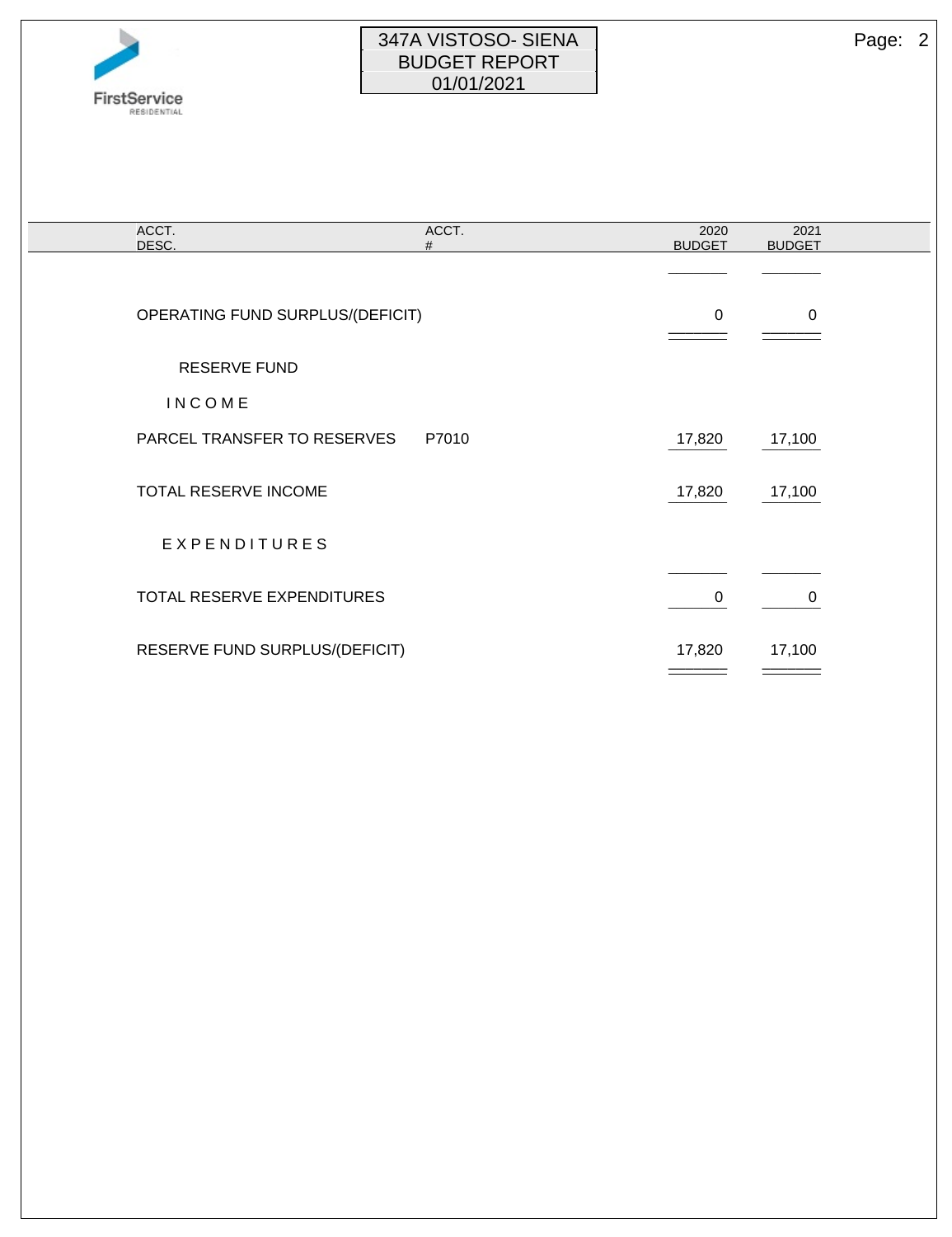# 347A VISTOSO- SIENA
## BUDGET REPORT
## 01/01/2021

| ACCT. DESC. | ACCT. # | 2020 BUDGET | 2021 BUDGET |
|---|---|---|---|
| OPERATING FUND SURPLUS/(DEFICIT) | | 0 | 0 |
| RESERVE FUND | | | |
| INCOME | | | |
| PARCEL TRANSFER TO RESERVES | P7010 | 17,820 | 17,100 |
| TOTAL RESERVE INCOME | | 17,820 | 17,100 |
| EXPENDITURES | | | |
| TOTAL RESERVE EXPENDITURES | | 0 | 0 |
| RESERVE FUND SURPLUS/(DEFICIT) | | 17,820 | 17,100 |